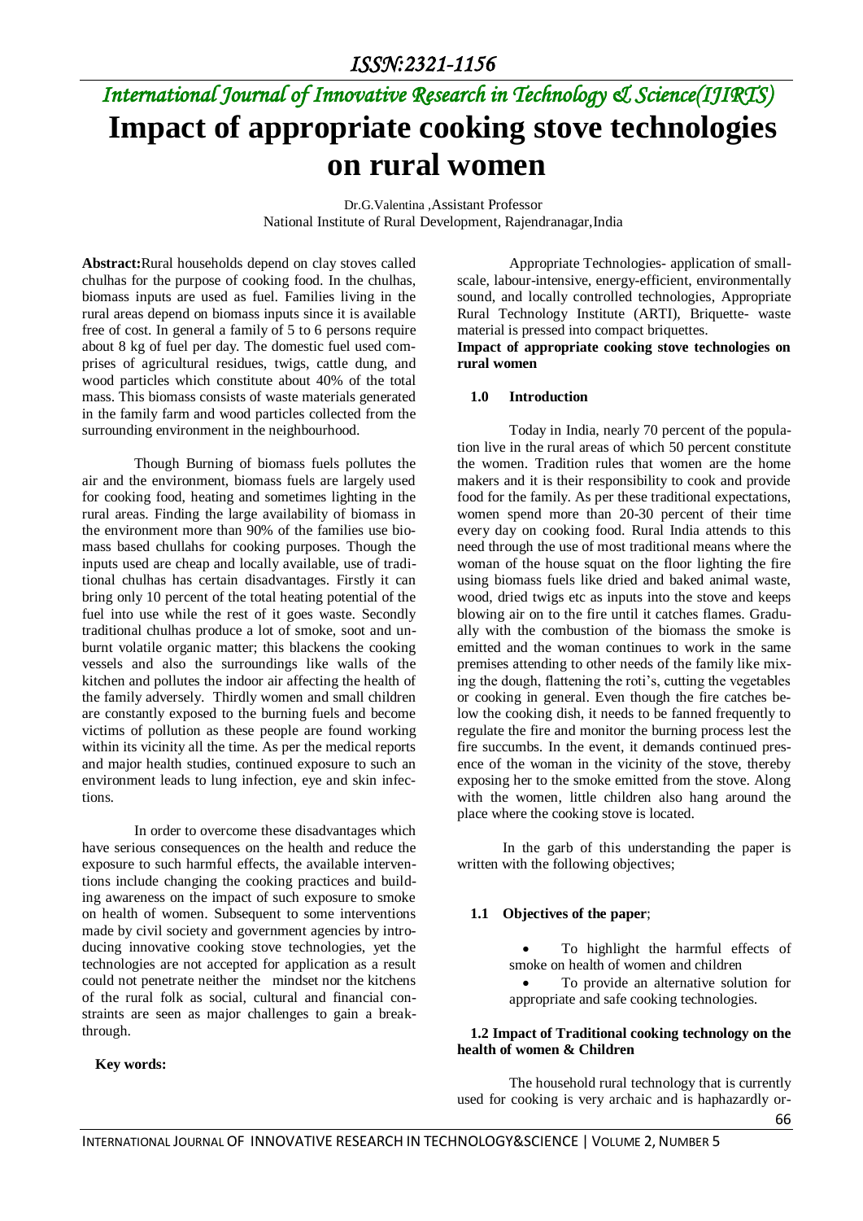# Impact of appropriate cooking stove technologies on rural women

Dr.G.Valentina ,Assistant Professor
National Institute of Rural Development, Rajendranagar,India

**Abstract:**Rural households depend on clay stoves called chulhas for the purpose of cooking food. In the chulhas, biomass inputs are used as fuel. Families living in the rural areas depend on biomass inputs since it is available free of cost. In general a family of 5 to 6 persons require about 8 kg of fuel per day. The domestic fuel used comprises of agricultural residues, twigs, cattle dung, and wood particles which constitute about 40% of the total mass. This biomass consists of waste materials generated in the family farm and wood particles collected from the surrounding environment in the neighbourhood.

Though Burning of biomass fuels pollutes the air and the environment, biomass fuels are largely used for cooking food, heating and sometimes lighting in the rural areas. Finding the large availability of biomass in the environment more than 90% of the families use biomass based chullahs for cooking purposes. Though the inputs used are cheap and locally available, use of traditional chulhas has certain disadvantages. Firstly it can bring only 10 percent of the total heating potential of the fuel into use while the rest of it goes waste. Secondly traditional chulhas produce a lot of smoke, soot and unburnt volatile organic matter; this blackens the cooking vessels and also the surroundings like walls of the kitchen and pollutes the indoor air affecting the health of the family adversely. Thirdly women and small children are constantly exposed to the burning fuels and become victims of pollution as these people are found working within its vicinity all the time. As per the medical reports and major health studies, continued exposure to such an environment leads to lung infection, eye and skin infections.

In order to overcome these disadvantages which have serious consequences on the health and reduce the exposure to such harmful effects, the available interventions include changing the cooking practices and building awareness on the impact of such exposure to smoke on health of women. Subsequent to some interventions made by civil society and government agencies by introducing innovative cooking stove technologies, yet the technologies are not accepted for application as a result could not penetrate neither the mindset nor the kitchens of the rural folk as social, cultural and financial constraints are seen as major challenges to gain a breakthrough.

**Key words:**

Appropriate Technologies- application of small-scale, labour-intensive, energy-efficient, environmentally sound, and locally controlled technologies, Appropriate Rural Technology Institute (ARTI), Briquette- waste material is pressed into compact briquettes.

**Impact of appropriate cooking stove technologies on rural women**

## 1.0 Introduction

Today in India, nearly 70 percent of the population live in the rural areas of which 50 percent constitute the women. Tradition rules that women are the home makers and it is their responsibility to cook and provide food for the family. As per these traditional expectations, women spend more than 20-30 percent of their time every day on cooking food. Rural India attends to this need through the use of most traditional means where the woman of the house squat on the floor lighting the fire using biomass fuels like dried and baked animal waste, wood, dried twigs etc as inputs into the stove and keeps blowing air on to the fire until it catches flames. Gradually with the combustion of the biomass the smoke is emitted and the woman continues to work in the same premises attending to other needs of the family like mixing the dough, flattening the roti's, cutting the vegetables or cooking in general. Even though the fire catches below the cooking dish, it needs to be fanned frequently to regulate the fire and monitor the burning process lest the fire succumbs. In the event, it demands continued presence of the woman in the vicinity of the stove, thereby exposing her to the smoke emitted from the stove. Along with the women, little children also hang around the place where the cooking stove is located.

In the garb of this understanding the paper is written with the following objectives;

### 1.1 Objectives of the paper;

- To highlight the harmful effects of smoke on health of women and children
- To provide an alternative solution for appropriate and safe cooking technologies.

### 1.2 Impact of Traditional cooking technology on the health of women & Children

The household rural technology that is currently used for cooking is very archaic and is haphazardly or-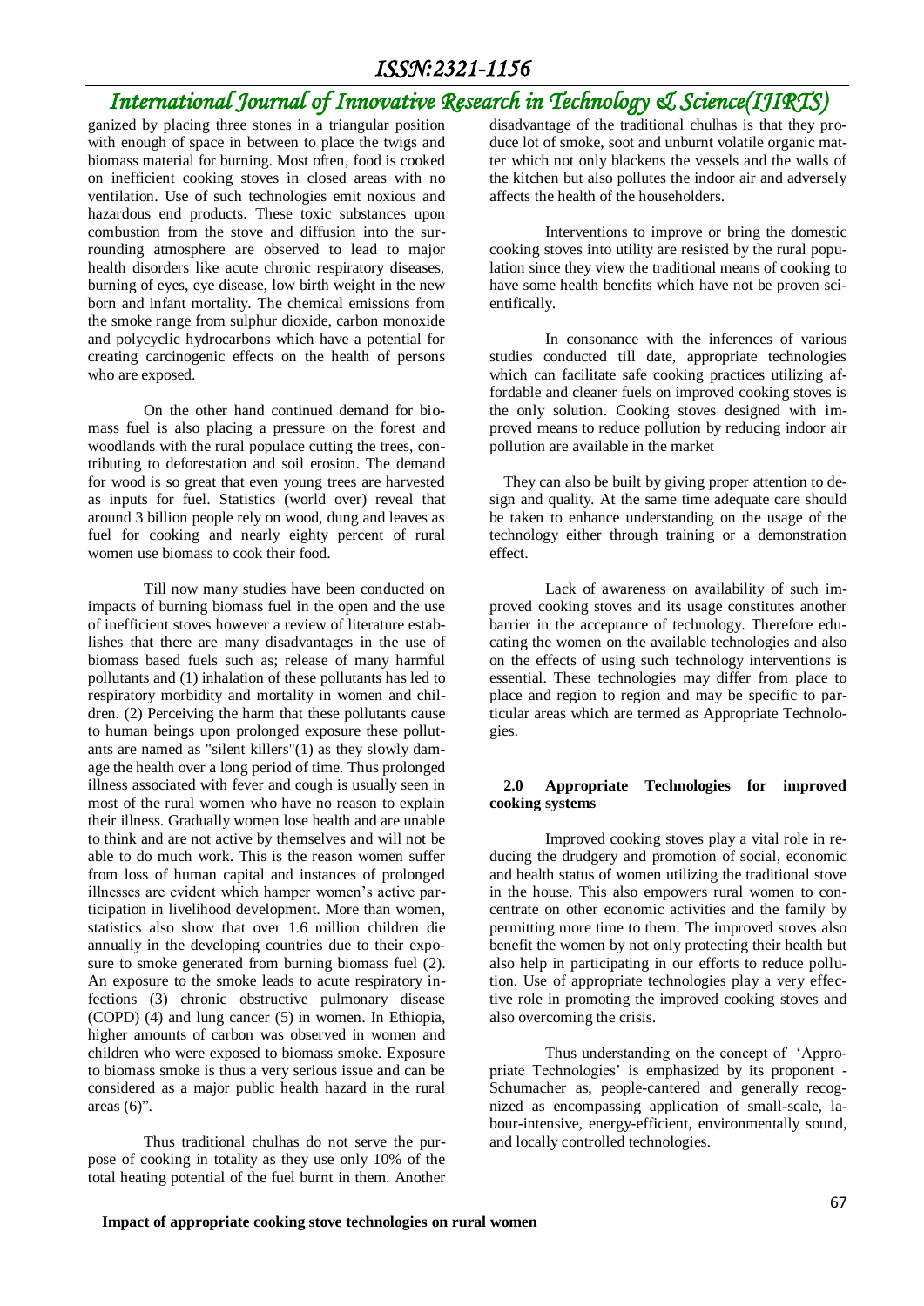ganized by placing three stones in a triangular position with enough of space in between to place the twigs and biomass material for burning. Most often, food is cooked on inefficient cooking stoves in closed areas with no ventilation. Use of such technologies emit noxious and hazardous end products. These toxic substances upon combustion from the stove and diffusion into the surrounding atmosphere are observed to lead to major health disorders like acute chronic respiratory diseases, burning of eyes, eye disease, low birth weight in the new born and infant mortality. The chemical emissions from the smoke range from sulphur dioxide, carbon monoxide and polycyclic hydrocarbons which have a potential for creating carcinogenic effects on the health of persons who are exposed.

On the other hand continued demand for biomass fuel is also placing a pressure on the forest and woodlands with the rural populace cutting the trees, contributing to deforestation and soil erosion. The demand for wood is so great that even young trees are harvested as inputs for fuel. Statistics (world over) reveal that around 3 billion people rely on wood, dung and leaves as fuel for cooking and nearly eighty percent of rural women use biomass to cook their food.

Till now many studies have been conducted on impacts of burning biomass fuel in the open and the use of inefficient stoves however a review of literature establishes that there are many disadvantages in the use of biomass based fuels such as; release of many harmful pollutants and (1) inhalation of these pollutants has led to respiratory morbidity and mortality in women and children. (2) Perceiving the harm that these pollutants cause to human beings upon prolonged exposure these pollutants are named as "silent killers"(1) as they slowly damage the health over a long period of time. Thus prolonged illness associated with fever and cough is usually seen in most of the rural women who have no reason to explain their illness. Gradually women lose health and are unable to think and are not active by themselves and will not be able to do much work. This is the reason women suffer from loss of human capital and instances of prolonged illnesses are evident which hamper women's active participation in livelihood development. More than women, statistics also show that over 1.6 million children die annually in the developing countries due to their exposure to smoke generated from burning biomass fuel (2). An exposure to the smoke leads to acute respiratory infections (3) chronic obstructive pulmonary disease (COPD) (4) and lung cancer (5) in women. In Ethiopia, higher amounts of carbon was observed in women and children who were exposed to biomass smoke. Exposure to biomass smoke is thus a very serious issue and can be considered as a major public health hazard in the rural areas (6)".

Thus traditional chulhas do not serve the purpose of cooking in totality as they use only 10% of the total heating potential of the fuel burnt in them. Another disadvantage of the traditional chulhas is that they produce lot of smoke, soot and unburnt volatile organic matter which not only blackens the vessels and the walls of the kitchen but also pollutes the indoor air and adversely affects the health of the householders.

Interventions to improve or bring the domestic cooking stoves into utility are resisted by the rural population since they view the traditional means of cooking to have some health benefits which have not be proven scientifically.

In consonance with the inferences of various studies conducted till date, appropriate technologies which can facilitate safe cooking practices utilizing affordable and cleaner fuels on improved cooking stoves is the only solution. Cooking stoves designed with improved means to reduce pollution by reducing indoor air pollution are available in the market

They can also be built by giving proper attention to design and quality. At the same time adequate care should be taken to enhance understanding on the usage of the technology either through training or a demonstration effect.

Lack of awareness on availability of such improved cooking stoves and its usage constitutes another barrier in the acceptance of technology. Therefore educating the women on the available technologies and also on the effects of using such technology interventions is essential. These technologies may differ from place to place and region to region and may be specific to particular areas which are termed as Appropriate Technologies.

## 2.0 Appropriate Technologies for improved cooking systems

Improved cooking stoves play a vital role in reducing the drudgery and promotion of social, economic and health status of women utilizing the traditional stove in the house. This also empowers rural women to concentrate on other economic activities and the family by permitting more time to them. The improved stoves also benefit the women by not only protecting their health but also help in participating in our efforts to reduce pollution. Use of appropriate technologies play a very effective role in promoting the improved cooking stoves and also overcoming the crisis.

Thus understanding on the concept of 'Appropriate Technologies' is emphasized by its proponent - Schumacher as, people-cantered and generally recognized as encompassing application of small-scale, labour-intensive, energy-efficient, environmentally sound, and locally controlled technologies.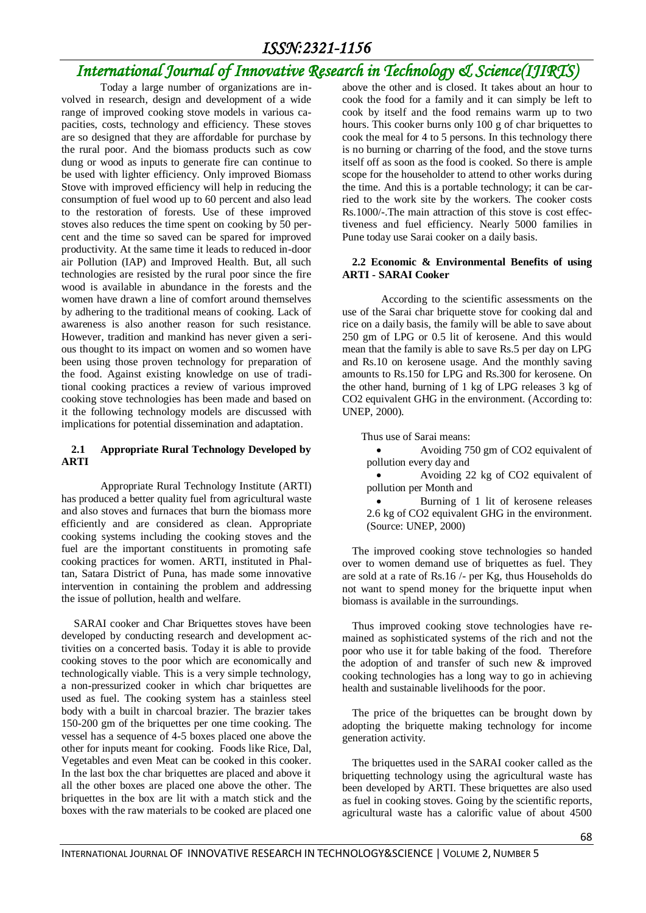Today a large number of organizations are involved in research, design and development of a wide range of improved cooking stove models in various capacities, costs, technology and efficiency. These stoves are so designed that they are affordable for purchase by the rural poor. And the biomass products such as cow dung or wood as inputs to generate fire can continue to be used with lighter efficiency. Only improved Biomass Stove with improved efficiency will help in reducing the consumption of fuel wood up to 60 percent and also lead to the restoration of forests. Use of these improved stoves also reduces the time spent on cooking by 50 percent and the time so saved can be spared for improved productivity. At the same time it leads to reduced in-door air Pollution (IAP) and Improved Health. But, all such technologies are resisted by the rural poor since the fire wood is available in abundance in the forests and the women have drawn a line of comfort around themselves by adhering to the traditional means of cooking. Lack of awareness is also another reason for such resistance. However, tradition and mankind has never given a serious thought to its impact on women and so women have been using those proven technology for preparation of the food. Against existing knowledge on use of traditional cooking practices a review of various improved cooking stove technologies has been made and based on it the following technology models are discussed with implications for potential dissemination and adaptation.

### 2.1 Appropriate Rural Technology Developed by ARTI

Appropriate Rural Technology Institute (ARTI) has produced a better quality fuel from agricultural waste and also stoves and furnaces that burn the biomass more efficiently and are considered as clean. Appropriate cooking systems including the cooking stoves and the fuel are the important constituents in promoting safe cooking practices for women. ARTI, instituted in Phaltan, Satara District of Puna, has made some innovative intervention in containing the problem and addressing the issue of pollution, health and welfare.

SARAI cooker and Char Briquettes stoves have been developed by conducting research and development activities on a concerted basis. Today it is able to provide cooking stoves to the poor which are economically and technologically viable. This is a very simple technology, a non-pressurized cooker in which char briquettes are used as fuel. The cooking system has a stainless steel body with a built in charcoal brazier. The brazier takes 150-200 gm of the briquettes per one time cooking. The vessel has a sequence of 4-5 boxes placed one above the other for inputs meant for cooking. Foods like Rice, Dal, Vegetables and even Meat can be cooked in this cooker. In the last box the char briquettes are placed and above it all the other boxes are placed one above the other. The briquettes in the box are lit with a match stick and the boxes with the raw materials to be cooked are placed one above the other and is closed. It takes about an hour to cook the food for a family and it can simply be left to cook by itself and the food remains warm up to two hours. This cooker burns only 100 g of char briquettes to cook the meal for 4 to 5 persons. In this technology there is no burning or charring of the food, and the stove turns itself off as soon as the food is cooked. So there is ample scope for the householder to attend to other works during the time. And this is a portable technology; it can be carried to the work site by the workers. The cooker costs Rs.1000/-.The main attraction of this stove is cost effectiveness and fuel efficiency. Nearly 5000 families in Pune today use Sarai cooker on a daily basis.

### 2.2 Economic & Environmental Benefits of using ARTI - SARAI Cooker

According to the scientific assessments on the use of the Sarai char briquette stove for cooking dal and rice on a daily basis, the family will be able to save about 250 gm of LPG or 0.5 lit of kerosene. And this would mean that the family is able to save Rs.5 per day on LPG and Rs.10 on kerosene usage. And the monthly saving amounts to Rs.150 for LPG and Rs.300 for kerosene. On the other hand, burning of 1 kg of LPG releases 3 kg of $CO_2$ equivalent GHG in the environment. (According to: UNEP, 2000).

Thus use of Sarai means:

- Avoiding 750 gm of $CO_2$ equivalent of pollution every day and
- Avoiding 22 kg of $CO_2$ equivalent of pollution per Month and
- Burning of 1 lit of kerosene releases 2.6 kg of $CO_2$ equivalent GHG in the environment. (Source: UNEP, 2000)

The improved cooking stove technologies so handed over to women demand use of briquettes as fuel. They are sold at a rate of Rs.16 /- per Kg, thus Households do not want to spend money for the briquette input when biomass is available in the surroundings.

Thus improved cooking stove technologies have remained as sophisticated systems of the rich and not the poor who use it for table baking of the food. Therefore the adoption of and transfer of such new & improved cooking technologies has a long way to go in achieving health and sustainable livelihoods for the poor.

The price of the briquettes can be brought down by adopting the briquette making technology for income generation activity.

The briquettes used in the SARAI cooker called as the briquetting technology using the agricultural waste has been developed by ARTI. These briquettes are also used as fuel in cooking stoves. Going by the scientific reports, agricultural waste has a calorific value of about 4500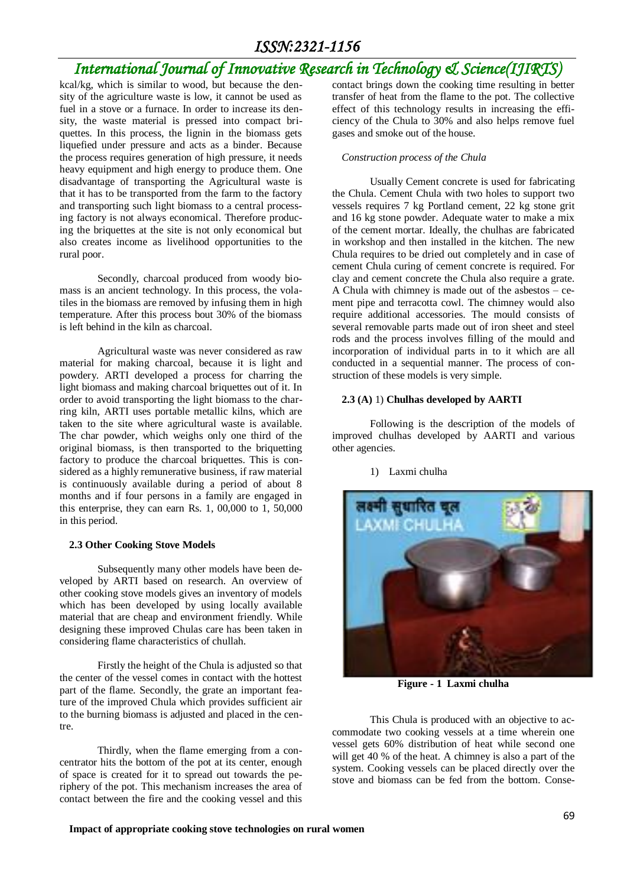kcal/kg, which is similar to wood, but because the density of the agriculture waste is low, it cannot be used as fuel in a stove or a furnace. In order to increase its density, the waste material is pressed into compact briquettes. In this process, the lignin in the biomass gets liquefied under pressure and acts as a binder. Because the process requires generation of high pressure, it needs heavy equipment and high energy to produce them. One disadvantage of transporting the Agricultural waste is that it has to be transported from the farm to the factory and transporting such light biomass to a central processing factory is not always economical. Therefore producing the briquettes at the site is not only economical but also creates income as livelihood opportunities to the rural poor.

Secondly, charcoal produced from woody biomass is an ancient technology. In this process, the volatiles in the biomass are removed by infusing them in high temperature. After this process bout 30% of the biomass is left behind in the kiln as charcoal.

Agricultural waste was never considered as raw material for making charcoal, because it is light and powdery. ARTI developed a process for charring the light biomass and making charcoal briquettes out of it. In order to avoid transporting the light biomass to the charring kiln, ARTI uses portable metallic kilns, which are taken to the site where agricultural waste is available. The char powder, which weighs only one third of the original biomass, is then transported to the briquetting factory to produce the charcoal briquettes. This is considered as a highly remunerative business, if raw material is continuously available during a period of about 8 months and if four persons in a family are engaged in this enterprise, they can earn Rs. 1, 00,000 to 1, 50,000 in this period.

### 2.3 Other Cooking Stove Models

Subsequently many other models have been developed by ARTI based on research. An overview of other cooking stove models gives an inventory of models which has been developed by using locally available material that are cheap and environment friendly. While designing these improved Chulas care has been taken in considering flame characteristics of chullah.

Firstly the height of the Chula is adjusted so that the center of the vessel comes in contact with the hottest part of the flame. Secondly, the grate an important feature of the improved Chula which provides sufficient air to the burning biomass is adjusted and placed in the centre.

Thirdly, when the flame emerging from a concentrator hits the bottom of the pot at its center, enough of space is created for it to spread out towards the periphery of the pot. This mechanism increases the area of contact between the fire and the cooking vessel and this contact brings down the cooking time resulting in better transfer of heat from the flame to the pot. The collective effect of this technology results in increasing the efficiency of the Chula to 30% and also helps remove fuel gases and smoke out of the house.

*Construction process of the Chula*

Usually Cement concrete is used for fabricating the Chula. Cement Chula with two holes to support two vessels requires 7 kg Portland cement, 22 kg stone grit and 16 kg stone powder. Adequate water to make a mix of the cement mortar. Ideally, the chulhas are fabricated in workshop and then installed in the kitchen. The new Chula requires to be dried out completely and in case of cement Chula curing of cement concrete is required. For clay and cement concrete the Chula also require a grate. A Chula with chimney is made out of the asbestos – cement pipe and terracotta cowl. The chimney would also require additional accessories. The mould consists of several removable parts made out of iron sheet and steel rods and the process involves filling of the mould and incorporation of individual parts in to it which are all conducted in a sequential manner. The process of construction of these models is very simple.

#### 2.3 (A) 1) Chulhas developed by AARTI

Following is the description of the models of improved chulhas developed by AARTI and various other agencies.

1) Laxmi chulha

**Figure - 1 Laxmi chulha**

This Chula is produced with an objective to accommodate two cooking vessels at a time wherein one vessel gets 60% distribution of heat while second one will get 40 % of the heat. A chimney is also a part of the system. Cooking vessels can be placed directly over the stove and biomass can be fed from the bottom. Conse-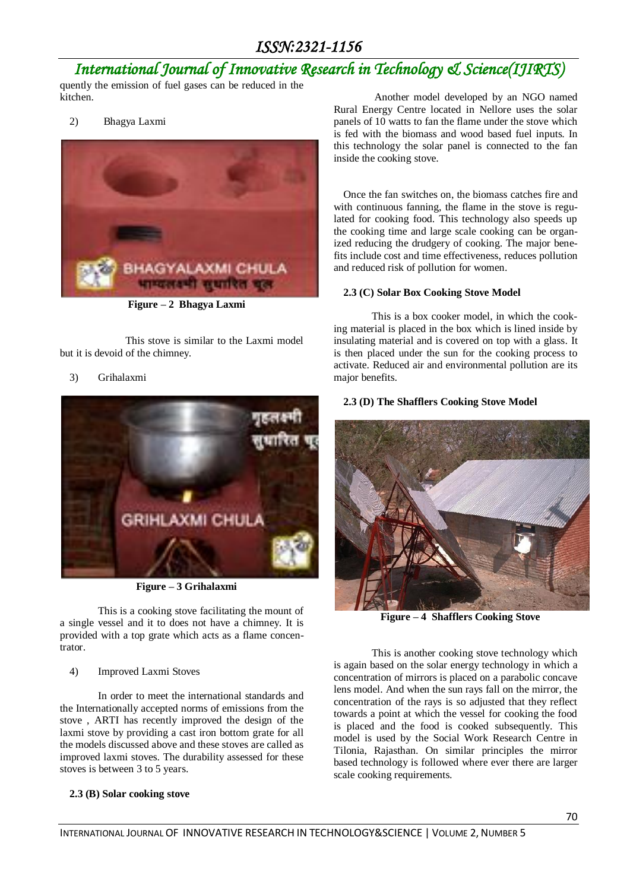quently the emission of fuel gases can be reduced in the kitchen.

2) Bhagya Laxmi

Figure – 2 Bhagya Laxmi

This stove is similar to the Laxmi model but it is devoid of the chimney.

3) Grihalaxmi

Figure – 3 Grihalaxmi

This is a cooking stove facilitating the mount of a single vessel and it to does not have a chimney. It is provided with a top grate which acts as a flame concentrator.

4) Improved Laxmi Stoves

In order to meet the international standards and the Internationally accepted norms of emissions from the stove , ARTI has recently improved the design of the laxmi stove by providing a cast iron bottom grate for all the models discussed above and these stoves are called as improved laxmi stoves. The durability assessed for these stoves is between 3 to 5 years.

**2.3 (B) Solar cooking stove**

Another model developed by an NGO named Rural Energy Centre located in Nellore uses the solar panels of 10 watts to fan the flame under the stove which is fed with the biomass and wood based fuel inputs. In this technology the solar panel is connected to the fan inside the cooking stove.

Once the fan switches on, the biomass catches fire and with continuous fanning, the flame in the stove is regulated for cooking food. This technology also speeds up the cooking time and large scale cooking can be organized reducing the drudgery of cooking. The major benefits include cost and time effectiveness, reduces pollution and reduced risk of pollution for women.

**2.3 (C) Solar Box Cooking Stove Model**

This is a box cooker model, in which the cooking material is placed in the box which is lined inside by insulating material and is covered on top with a glass. It is then placed under the sun for the cooking process to activate. Reduced air and environmental pollution are its major benefits.

**2.3 (D) The Shafflers Cooking Stove Model**

Figure – 4 Shafflers Cooking Stove

This is another cooking stove technology which is again based on the solar energy technology in which a concentration of mirrors is placed on a parabolic concave lens model. And when the sun rays fall on the mirror, the concentration of the rays is so adjusted that they reflect towards a point at which the vessel for cooking the food is placed and the food is cooked subsequently. This model is used by the Social Work Research Centre in Tilonia, Rajasthan. On similar principles the mirror based technology is followed where ever there are larger scale cooking requirements.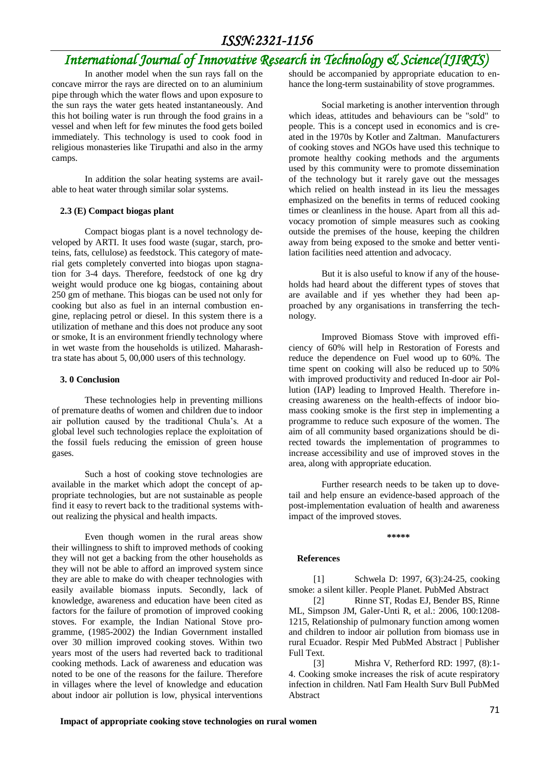In another model when the sun rays fall on the concave mirror the rays are directed on to an aluminium pipe through which the water flows and upon exposure to the sun rays the water gets heated instantaneously. And this hot boiling water is run through the food grains in a vessel and when left for few minutes the food gets boiled immediately. This technology is used to cook food in religious monasteries like Tirupathi and also in the army camps.

In addition the solar heating systems are available to heat water through similar solar systems.

### 2.3 (E) Compact biogas plant

Compact biogas plant is a novel technology developed by ARTI. It uses food waste (sugar, starch, proteins, fats, cellulose) as feedstock. This category of material gets completely converted into biogas upon stagnation for 3-4 days. Therefore, feedstock of one kg dry weight would produce one kg biogas, containing about 250 gm of methane. This biogas can be used not only for cooking but also as fuel in an internal combustion engine, replacing petrol or diesel. In this system there is a utilization of methane and this does not produce any soot or smoke, It is an environment friendly technology where in wet waste from the households is utilized. Maharashtra state has about 5, 00,000 users of this technology.

## 3. 0 Conclusion

These technologies help in preventing millions of premature deaths of women and children due to indoor air pollution caused by the traditional Chula's. At a global level such technologies replace the exploitation of the fossil fuels reducing the emission of green house gases.

Such a host of cooking stove technologies are available in the market which adopt the concept of appropriate technologies, but are not sustainable as people find it easy to revert back to the traditional systems without realizing the physical and health impacts.

Even though women in the rural areas show their willingness to shift to improved methods of cooking they will not get a backing from the other households as they will not be able to afford an improved system since they are able to make do with cheaper technologies with easily available biomass inputs. Secondly, lack of knowledge, awareness and education have been cited as factors for the failure of promotion of improved cooking stoves. For example, the Indian National Stove programme, (1985-2002) the Indian Government installed over 30 million improved cooking stoves. Within two years most of the users had reverted back to traditional cooking methods. Lack of awareness and education was noted to be one of the reasons for the failure. Therefore in villages where the level of knowledge and education about indoor air pollution is low, physical interventions should be accompanied by appropriate education to enhance the long-term sustainability of stove programmes.

Social marketing is another intervention through which ideas, attitudes and behaviours can be "sold" to people. This is a concept used in economics and is created in the 1970s by Kotler and Zaltman. Manufacturers of cooking stoves and NGOs have used this technique to promote healthy cooking methods and the arguments used by this community were to promote dissemination of the technology but it rarely gave out the messages which relied on health instead in its lieu the messages emphasized on the benefits in terms of reduced cooking times or cleanliness in the house. Apart from all this advocacy promotion of simple measures such as cooking outside the premises of the house, keeping the children away from being exposed to the smoke and better ventilation facilities need attention and advocacy.

But it is also useful to know if any of the households had heard about the different types of stoves that are available and if yes whether they had been approached by any organisations in transferring the technology.

Improved Biomass Stove with improved efficiency of 60% will help in Restoration of Forests and reduce the dependence on Fuel wood up to 60%. The time spent on cooking will also be reduced up to 50% with improved productivity and reduced In-door air Pollution (IAP) leading to Improved Health. Therefore increasing awareness on the health-effects of indoor biomass cooking smoke is the first step in implementing a programme to reduce such exposure of the women. The aim of all community based organizations should be directed towards the implementation of programmes to increase accessibility and use of improved stoves in the area, along with appropriate education.

Further research needs to be taken up to dovetail and help ensure an evidence-based approach of the post-implementation evaluation of health and awareness impact of the improved stoves.

*****

### References

[1] Schwela D: 1997, 6(3):24-25, cooking smoke: a silent killer. People Planet. PubMed Abstract

[2] Rinne ST, Rodas EJ, Bender BS, Rinne ML, Simpson JM, Galer-Unti R, et al.: 2006, 100:1208-1215, Relationship of pulmonary function among women and children to indoor air pollution from biomass use in rural Ecuador. Respir Med PubMed Abstract | Publisher Full Text.

[3] Mishra V, Retherford RD: 1997, (8):1-4. Cooking smoke increases the risk of acute respiratory infection in children. Natl Fam Health Surv Bull PubMed Abstract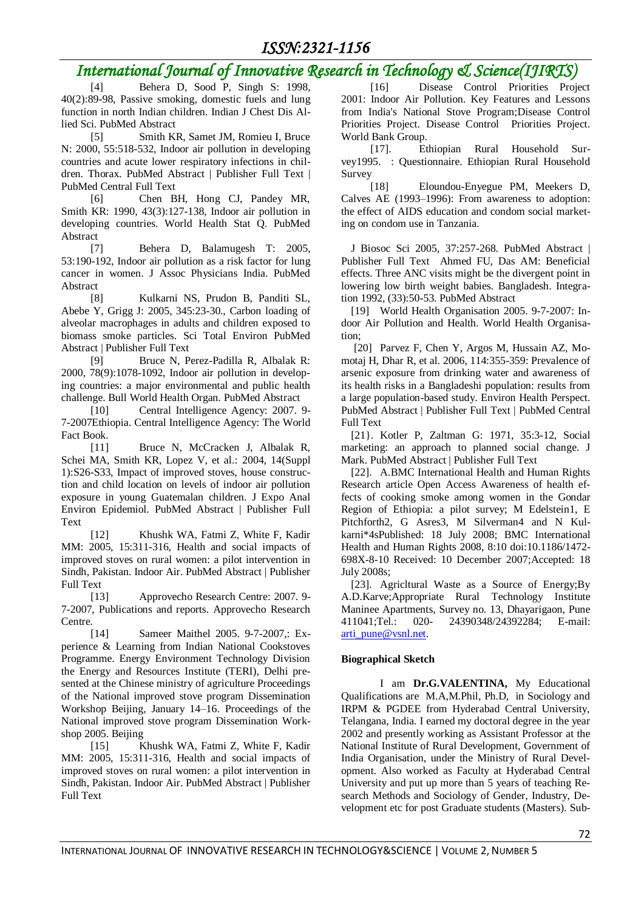[4] Behera D, Sood P, Singh S: 1998, 40(2):89-98, Passive smoking, domestic fuels and lung function in north Indian children. Indian J Chest Dis Allied Sci. PubMed Abstract

[5] Smith KR, Samet JM, Romieu I, Bruce N: 2000, 55:518-532, Indoor air pollution in developing countries and acute lower respiratory infections in children. Thorax. PubMed Abstract | Publisher Full Text | PubMed Central Full Text

[6] Chen BH, Hong CJ, Pandey MR, Smith KR: 1990, 43(3):127-138, Indoor air pollution in developing countries. World Health Stat Q. PubMed Abstract

[7] Behera D, Balamugesh T: 2005, 53:190-192, Indoor air pollution as a risk factor for lung cancer in women. J Assoc Physicians India. PubMed Abstract

[8] Kulkarni NS, Prudon B, Panditi SL, Abebe Y, Grigg J: 2005, 345:23-30., Carbon loading of alveolar macrophages in adults and children exposed to biomass smoke particles. Sci Total Environ PubMed Abstract | Publisher Full Text

[9] Bruce N, Perez-Padilla R, Albalak R: 2000, 78(9):1078-1092, Indoor air pollution in developing countries: a major environmental and public health challenge. Bull World Health Organ. PubMed Abstract

[10] Central Intelligence Agency: 2007. 9-7-2007Ethiopia. Central Intelligence Agency: The World Fact Book.

[11] Bruce N, McCracken J, Albalak R, Schei MA, Smith KR, Lopez V, et al.: 2004, 14(Suppl 1):S26-S33, Impact of improved stoves, house construction and child location on levels of indoor air pollution exposure in young Guatemalan children. J Expo Anal Environ Epidemiol. PubMed Abstract | Publisher Full Text

[12] Khushk WA, Fatmi Z, White F, Kadir MM: 2005, 15:311-316, Health and social impacts of improved stoves on rural women: a pilot intervention in Sindh, Pakistan. Indoor Air. PubMed Abstract | Publisher Full Text

[13] Approvecho Research Centre: 2007. 9-7-2007, Publications and reports. Approvecho Research Centre.

[14] Sameer Maithel 2005. 9-7-2007,: Experience & Learning from Indian National Cookstoves Programme. Energy Environment Technology Division the Energy and Resources Institute (TERI), Delhi presented at the Chinese ministry of agriculture Proceedings of the National improved stove program Dissemination Workshop Beijing, January 14–16. Proceedings of the National improved stove program Dissemination Workshop 2005. Beijing

[15] Khushk WA, Fatmi Z, White F, Kadir MM: 2005, 15:311-316, Health and social impacts of improved stoves on rural women: a pilot intervention in Sindh, Pakistan. Indoor Air. PubMed Abstract | Publisher Full Text

[16] Disease Control Priorities Project 2001: Indoor Air Pollution. Key Features and Lessons from India's National Stove Program;Disease Control Priorities Project. Disease Control Priorities Project. World Bank Group.

[17]. Ethiopian Rural Household Survey1995. : Questionnaire. Ethiopian Rural Household Survey

[18] Eloundou-Enyegue PM, Meekers D, Calves AE (1993–1996): From awareness to adoption: the effect of AIDS education and condom social marketing on condom use in Tanzania.

J Biosoc Sci 2005, 37:257-268. PubMed Abstract | Publisher Full Text Ahmed FU, Das AM: Beneficial effects. Three ANC visits might be the divergent point in lowering low birth weight babies. Bangladesh. Integration 1992, (33):50-53. PubMed Abstract

[19] World Health Organisation 2005. 9-7-2007: Indoor Air Pollution and Health. World Health Organisation;

[20] Parvez F, Chen Y, Argos M, Hussain AZ, Momotaj H, Dhar R, et al. 2006, 114:355-359: Prevalence of arsenic exposure from drinking water and awareness of its health risks in a Bangladeshi population: results from a large population-based study. Environ Health Perspect. PubMed Abstract | Publisher Full Text | PubMed Central Full Text

[21}. Kotler P, Zaltman G: 1971, 35:3-12, Social marketing: an approach to planned social change. J Mark. PubMed Abstract | Publisher Full Text

[22]. A.BMC International Health and Human Rights Research article Open Access Awareness of health effects of cooking smoke among women in the Gondar Region of Ethiopia: a pilot survey; M Edelstein1, E Pitchforth2, G Asres3, M Silverman4 and N Kulkarni*4sPublished: 18 July 2008; BMC International Health and Human Rights 2008, 8:10 doi:10.1186/1472-698X-8-10 Received: 10 December 2007;Accepted: 18 July 2008s;

[23]. Agricltural Waste as a Source of Energy;By A.D.Karve;Appropriate Rural Technology Institute Maninee Apartments, Survey no. 13, Dhayarigaon, Pune 411041;Tel.: 020- 24390348/24392284; E-mail: arti_pune@vsnl.net.

**Biographical Sketch**

I am **Dr.G.VALENTINA,** My Educational Qualifications are M.A,M.Phil, Ph.D, in Sociology and IRPM & PGDEE from Hyderabad Central University, Telangana, India. I earned my doctoral degree in the year 2002 and presently working as Assistant Professor at the National Institute of Rural Development, Government of India Organisation, under the Ministry of Rural Development. Also worked as Faculty at Hyderabad Central University and put up more than 5 years of teaching Research Methods and Sociology of Gender, Industry, Development etc for post Graduate students (Masters). Sub-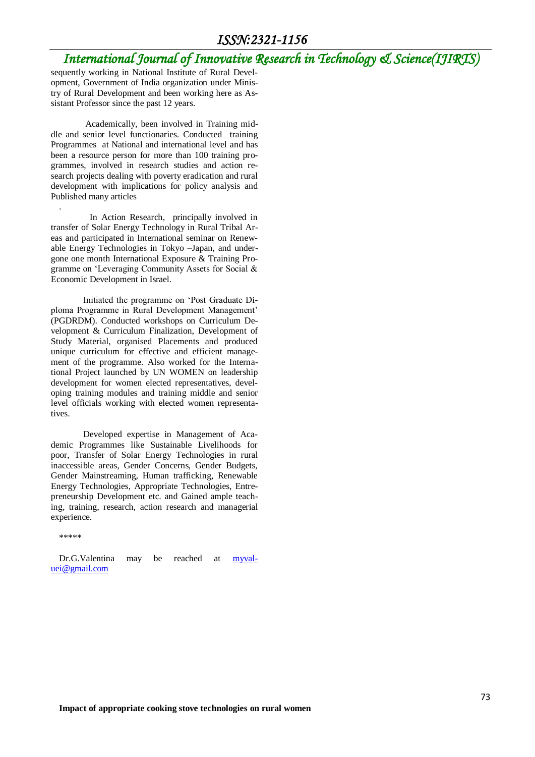sequently working in National Institute of Rural Development, Government of India organization under Ministry of Rural Development and been working here as Assistant Professor since the past 12 years.

Academically, been involved in Training middle and senior level functionaries. Conducted training Programmes at National and international level and has been a resource person for more than 100 training programmes, involved in research studies and action research projects dealing with poverty eradication and rural development with implications for policy analysis and Published many articles

.

In Action Research, principally involved in transfer of Solar Energy Technology in Rural Tribal Areas and participated in International seminar on Renewable Energy Technologies in Tokyo –Japan, and undergone one month International Exposure & Training Programme on 'Leveraging Community Assets for Social & Economic Development in Israel.

Initiated the programme on 'Post Graduate Diploma Programme in Rural Development Management' (PGDRDM). Conducted workshops on Curriculum Development & Curriculum Finalization, Development of Study Material, organised Placements and produced unique curriculum for effective and efficient management of the programme. Also worked for the International Project launched by UN WOMEN on leadership development for women elected representatives, developing training modules and training middle and senior level officials working with elected women representatives.

Developed expertise in Management of Academic Programmes like Sustainable Livelihoods for poor, Transfer of Solar Energy Technologies in rural inaccessible areas, Gender Concerns, Gender Budgets, Gender Mainstreaming, Human trafficking, Renewable Energy Technologies, Appropriate Technologies, Entrepreneurship Development etc. and Gained ample teaching, training, research, action research and managerial experience.

*****

Dr.G.Valentina may be reached at myvaluei@gmail.com